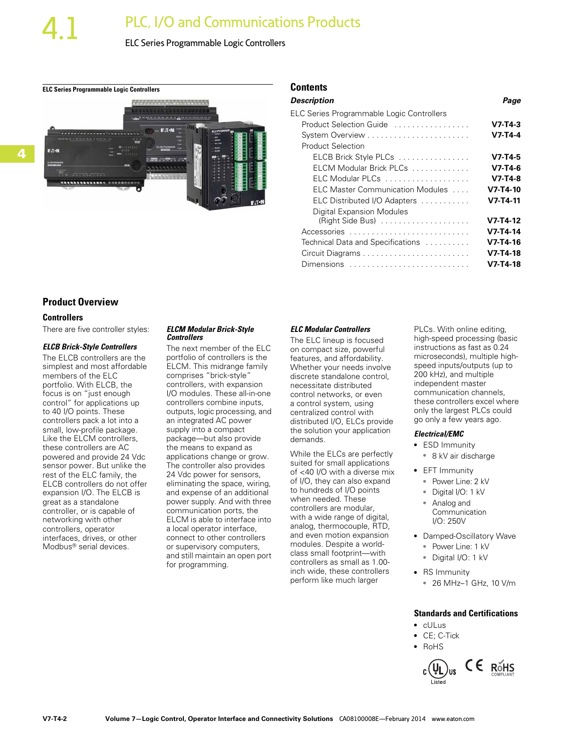# 4.1 PLC, I/O and Communications Products

## ELC Series Programmable Logic Controllers

**ELC Series Programmable Logic Controllers**

### Contents

| *Description* | *Page* |
|---|---|
| ELC Series Programmable Logic Controllers | |
| Product Selection Guide | V7-T4-3 |
| System Overview | V7-T4-4 |
| Product Selection | |
| ELCB Brick Style PLCs | V7-T4-5 |
| ELCM Modular Brick PLCs | V7-T4-6 |
| ELC Modular PLCs | V7-T4-8 |
| ELC Master Communication Modules | V7-T4-10 |
| ELC Distributed I/O Adapters | V7-T4-11 |
| Digital Expansion Modules (Right Side Bus) | V7-T4-12 |
| Accessories | V7-T4-14 |
| Technical Data and Specifications | V7-T4-16 |
| Circuit Diagrams | V7-T4-18 |
| Dimensions | V7-T4-18 |

## Product Overview

### Controllers

There are five controller styles:

***ELCB Brick-Style Controllers***

The ELCB controllers are the simplest and most affordable members of the ELC portfolio. With ELCB, the focus is on "just enough control" for applications up to 40 I/O points. These controllers pack a lot into a small, low-profile package. Like the ELCM controllers, these controllers are AC powered and provide 24 Vdc sensor power. But unlike the rest of the ELC family, the ELCB controllers do not offer expansion I/O. The ELCB is great as a standalone controller, or is capable of networking with other controllers, operator interfaces, drives, or other Modbus® serial devices.

***ELCM Modular Brick-Style Controllers***

The next member of the ELC portfolio of controllers is the ELCM. This midrange family comprises "brick-style" controllers, with expansion I/O modules. These all-in-one controllers combine inputs, outputs, logic processing, and an integrated AC power supply into a compact package—but also provide the means to expand as applications change or grow. The controller also provides 24 Vdc power for sensors, eliminating the space, wiring, and expense of an additional power supply. And with three communication ports, the ELCM is able to interface into a local operator interface, connect to other controllers or supervisory computers, and still maintain an open port for programming.

***ELC Modular Controllers***

The ELC lineup is focused on compact size, powerful features, and affordability. Whether your needs involve discrete standalone control, necessitate distributed control networks, or even a control system, using centralized control with distributed I/O, ELCs provide the solution your application demands.

While the ELCs are perfectly suited for small applications of <40 I/O with a diverse mix of I/O, they can also expand to hundreds of I/O points when needed. These controllers are modular, with a wide range of digital, analog, thermocouple, RTD, and even motion expansion modules. Despite a world-class small footprint—with controllers as small as 1.00-inch wide, these controllers perform like much larger PLCs. With online editing, high-speed processing (basic instructions as fast as 0.24 microseconds), multiple high-speed inputs/outputs (up to 200 kHz), and multiple independent master communication channels, these controllers excel where only the largest PLCs could go only a few years ago.

***Electrical/EMC***

- ESD Immunity
  - 8 kV air discharge
- EFT Immunity
  - Power Line: 2 kV
  - Digital I/O: 1 kV
  - Analog and Communication I/O: 250V
- Damped-Oscillatory Wave
  - Power Line: 1 kV
  - Digital I/O: 1 kV
- RS Immunity
  - 26 MHz–1 GHz, 10 V/m

### Standards and Certifications

- cULus
- CE; C-Tick
- RoHS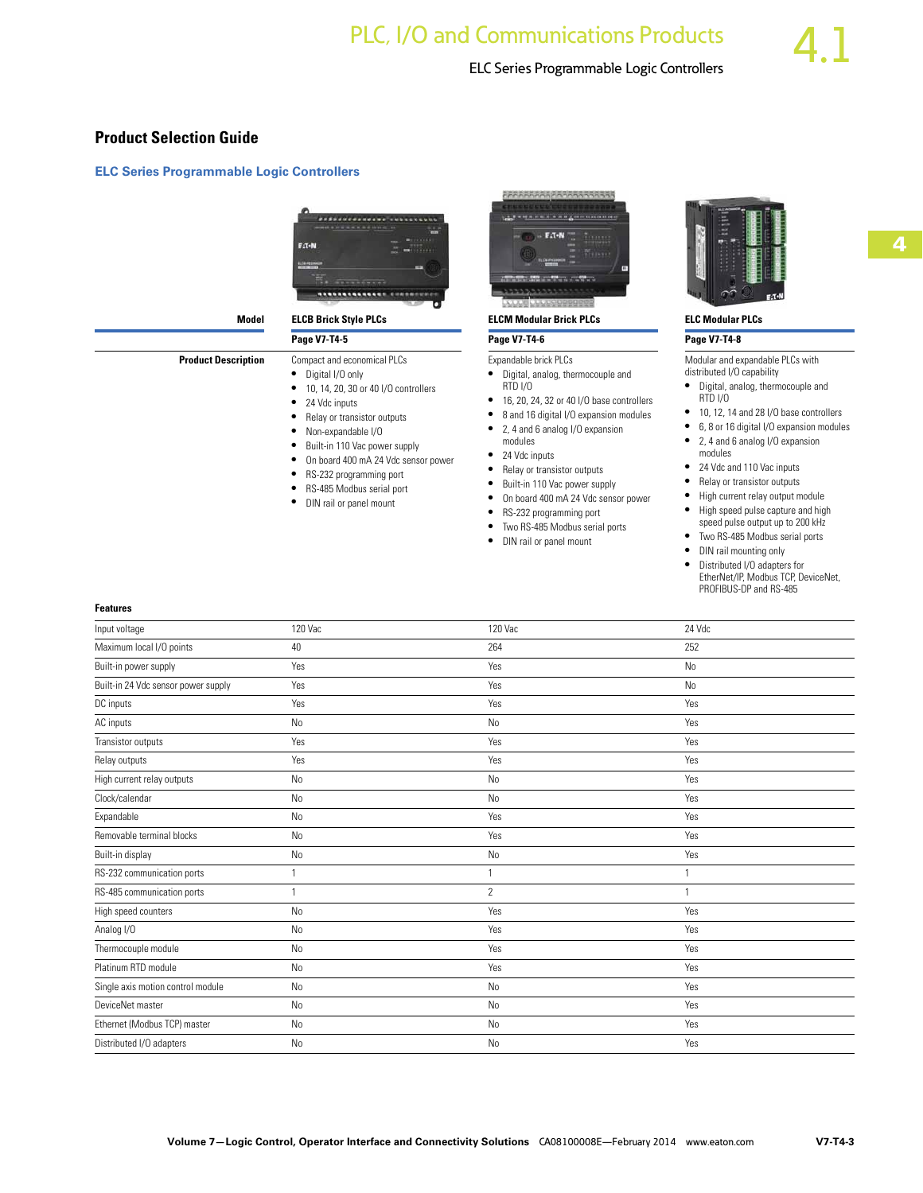## Product Selection Guide

### ELC Series Programmable Logic Controllers

| Model | ELCB Brick Style PLCs | ELCM Modular Brick PLCs | ELC Modular PLCs |
|---|---|---|---|
| | Page V7-T4-5 | Page V7-T4-6 | Page V7-T4-8 |
| **Product Description** | Compact and economical PLCs<br>• Digital I/O only<br>• 10, 14, 20, 30 or 40 I/O controllers<br>• 24 Vdc inputs<br>• Relay or transistor outputs<br>• Non-expandable I/O<br>• Built-in 110 Vac power supply<br>• On board 400 mA 24 Vdc sensor power<br>• RS-232 programming port<br>• RS-485 Modbus serial port<br>• DIN rail or panel mount | Expandable brick PLCs<br>• Digital, analog, thermocouple and RTD I/O<br>• 16, 20, 24, 32 or 40 I/O base controllers<br>• 8 and 16 digital I/O expansion modules<br>• 2, 4 and 6 analog I/O expansion modules<br>• 24 Vdc inputs<br>• Relay or transistor outputs<br>• Built-in 110 Vac power supply<br>• On board 400 mA 24 Vdc sensor power<br>• RS-232 programming port<br>• Two RS-485 Modbus serial ports<br>• DIN rail or panel mount | Modular and expandable PLCs with distributed I/O capability<br>• Digital, analog, thermocouple and RTD I/O<br>• 10, 12, 14 and 28 I/O base controllers<br>• 6, 8 or 16 digital I/O expansion modules<br>• 2, 4 and 6 analog I/O expansion modules<br>• 24 Vdc and 110 Vac inputs<br>• Relay or transistor outputs<br>• High current relay output module<br>• High speed pulse capture and high speed pulse output up to 200 kHz<br>• Two RS-485 Modbus serial ports<br>• DIN rail mounting only<br>• Distributed I/O adapters for EtherNet/IP, Modbus TCP, DeviceNet, PROFIBUS-DP and RS-485 |

**Features**

| | | | |
|---|---|---|---|
| Input voltage | 120 Vac | 120 Vac | 24 Vdc |
| Maximum local I/O points | 40 | 264 | 252 |
| Built-in power supply | Yes | Yes | No |
| Built-in 24 Vdc sensor power supply | Yes | Yes | No |
| DC inputs | Yes | Yes | Yes |
| AC inputs | No | No | Yes |
| Transistor outputs | Yes | Yes | Yes |
| Relay outputs | Yes | Yes | Yes |
| High current relay outputs | No | No | Yes |
| Clock/calendar | No | No | Yes |
| Expandable | No | Yes | Yes |
| Removable terminal blocks | No | Yes | Yes |
| Built-in display | No | No | Yes |
| RS-232 communication ports | 1 | 1 | 1 |
| RS-485 communication ports | 1 | 2 | 1 |
| High speed counters | No | Yes | Yes |
| Analog I/O | No | Yes | Yes |
| Thermocouple module | No | Yes | Yes |
| Platinum RTD module | No | Yes | Yes |
| Single axis motion control module | No | No | Yes |
| DeviceNet master | No | No | Yes |
| Ethernet (Modbus TCP) master | No | No | Yes |
| Distributed I/O adapters | No | No | Yes |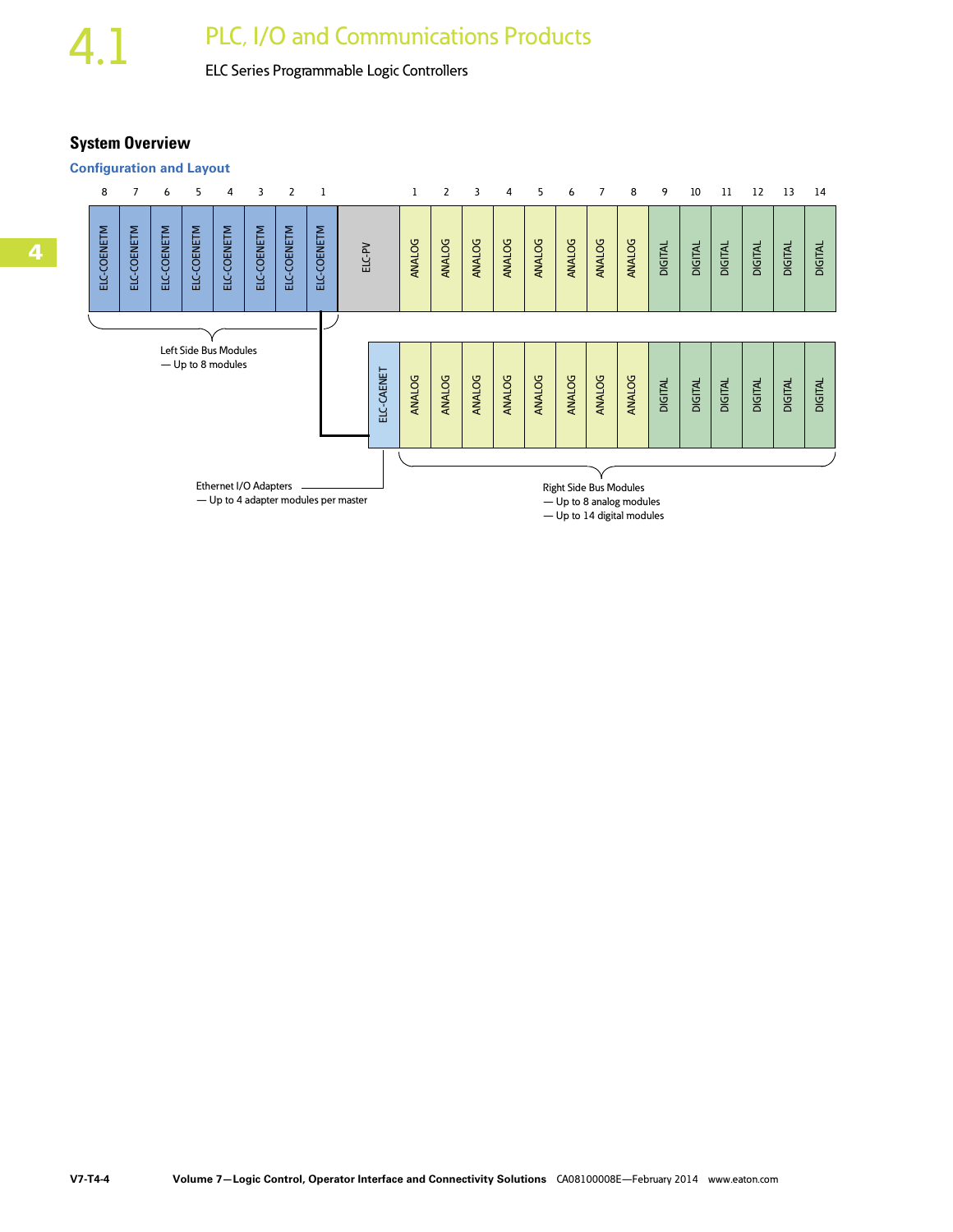## System Overview

### Configuration and Layout

8 7 6 5 4 3 2 1

ELC-COENETM ELC-COENETM ELC-COENETM ELC-COENETM ELC-COENETM ELC-COENETM ELC-COENETM ELC-COENETM

ELC-PV

1 2 3 4 5 6 7 8 9 10 11 12 13 14

ANALOG ANALOG ANALOG ANALOG ANALOG ANALOG ANALOG ANALOG DIGITAL DIGITAL DIGITAL DIGITAL DIGITAL DIGITAL

Left Side Bus Modules
— Up to 8 modules

ELC-CAENET

ANALOG ANALOG ANALOG ANALOG ANALOG ANALOG ANALOG ANALOG DIGITAL DIGITAL DIGITAL DIGITAL DIGITAL DIGITAL

Ethernet I/O Adapters
— Up to 4 adapter modules per master

Right Side Bus Modules
— Up to 8 analog modules
— Up to 14 digital modules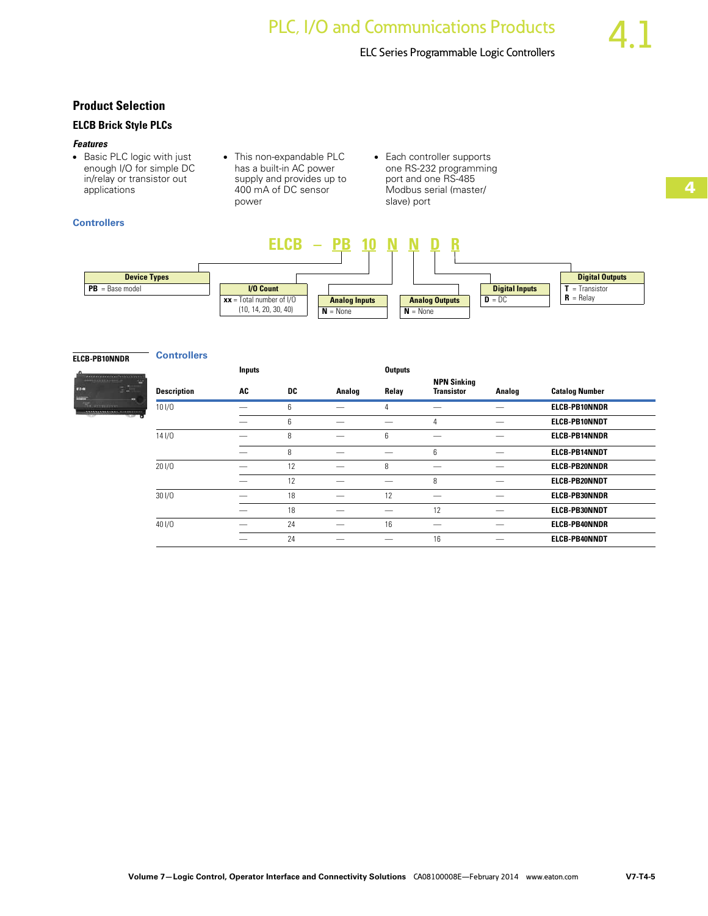## Product Selection

### ELCB Brick Style PLCs

***Features***

- Basic PLC logic with just enough I/O for simple DC in/relay or transistor out applications
- This non-expandable PLC has a built-in AC power supply and provides up to 400 mA of DC sensor power
- Each controller supports one RS-232 programming port and one RS-485 Modbus serial (master/slave) port

### Controllers

ELCB – PB 10 N N D R

**Device Types**
**PB** = Base model

**I/O Count**
**xx** = Total number of I/O (10, 14, 20, 30, 40)

**Analog Inputs**
**N** = None

**Analog Outputs**
**N** = None

**Digital Inputs**
**D** = DC

**Digital Outputs**
**T** = Transistor
**R** = Relay

ELCB-PB10NNDR

### Controllers

| | Inputs | | | Outputs | | | |
|---|---|---|---|---|---|---|---|
| **Description** | **AC** | **DC** | **Analog** | **Relay** | **NPN Sinking Transistor** | **Analog** | **Catalog Number** |
| 10 I/O | — | 6 | — | 4 | — | — | **ELCB-PB10NNDR** |
| | — | 6 | — | — | 4 | — | **ELCB-PB10NNDT** |
| 14 I/O | — | 8 | — | 6 | — | — | **ELCB-PB14NNDR** |
| | — | 8 | — | — | 6 | — | **ELCB-PB14NNDT** |
| 20 I/O | — | 12 | — | 8 | — | — | **ELCB-PB20NNDR** |
| | — | 12 | — | — | 8 | — | **ELCB-PB20NNDT** |
| 30 I/O | — | 18 | — | 12 | — | — | **ELCB-PB30NNDR** |
| | — | 18 | — | — | 12 | — | **ELCB-PB30NNDT** |
| 40 I/O | — | 24 | — | 16 | — | — | **ELCB-PB40NNDR** |
| | — | 24 | — | — | 16 | — | **ELCB-PB40NNDT** |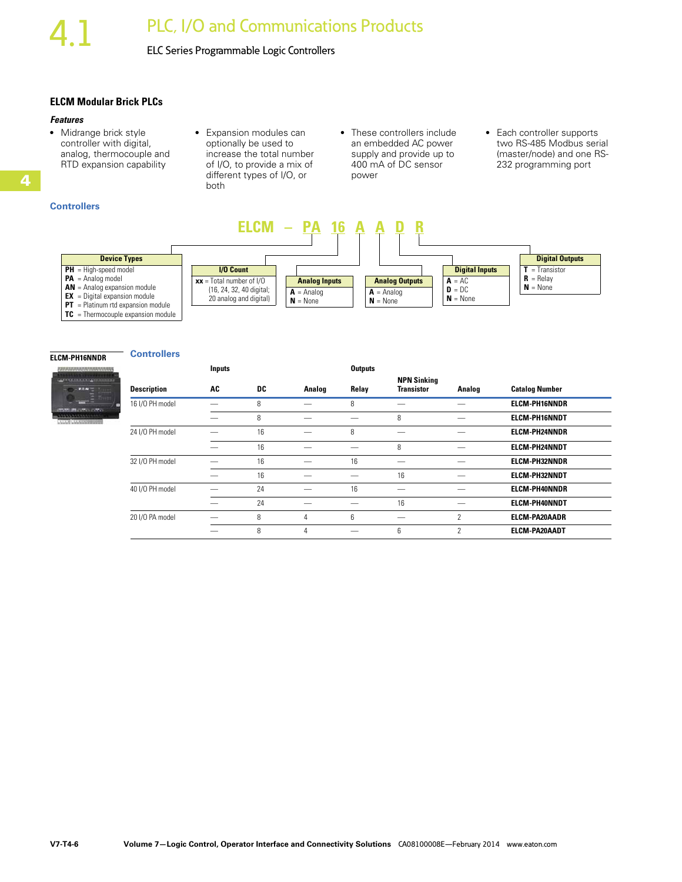## ELCM Modular Brick PLCs

### Features

- Midrange brick style controller with digital, analog, thermocouple and RTD expansion capability
- Expansion modules can optionally be used to increase the total number of I/O, to provide a mix of different types of I/O, or both
- These controllers include an embedded AC power supply and provide up to 400 mA of DC sensor power
- Each controller supports two RS-485 Modbus serial (master/node) and one RS-232 programming port

### Controllers

**ELCM – PA 16 A A D R**

**Device Types**
- **PH** = High-speed model
- **PA** = Analog model
- **AN** = Analog expansion module
- **EX** = Digital expansion module
- **PT** = Platinum rtd expansion module
- **TC** = Thermocouple expansion module

**I/O Count**
- **xx** = Total number of I/O (16, 24, 32, 40 digital; 20 analog and digital)

**Analog Inputs**
- **A** = Analog
- **N** = None

**Analog Outputs**
- **A** = Analog
- **N** = None

**Digital Inputs**
- **A** = AC
- **D** = DC
- **N** = None

**Digital Outputs**
- **T** = Transistor
- **R** = Relay
- **N** = None

**ELCM-PH16NNDR**

### Controllers

| | Inputs | | | Outputs | | | |
|---|---|---|---|---|---|---|---|
| Description | AC | DC | Analog | Relay | NPN Sinking Transistor | Analog | Catalog Number |
| 16 I/O PH model | — | 8 | — | 8 | — | — | ELCM-PH16NNDR |
| | — | 8 | — | — | 8 | — | ELCM-PH16NNDT |
| 24 I/O PH model | — | 16 | — | 8 | — | — | ELCM-PH24NNDR |
| | — | 16 | — | — | 8 | — | ELCM-PH24NNDT |
| 32 I/O PH model | — | 16 | — | 16 | — | — | ELCM-PH32NNDR |
| | — | 16 | — | — | 16 | — | ELCM-PH32NNDT |
| 40 I/O PH model | — | 24 | — | 16 | — | — | ELCM-PH40NNDR |
| | — | 24 | — | — | 16 | — | ELCM-PH40NNDT |
| 20 I/O PA model | — | 8 | 4 | 6 | — | 2 | ELCM-PA20AADR |
| | — | 8 | 4 | — | 6 | 2 | ELCM-PA20AADT |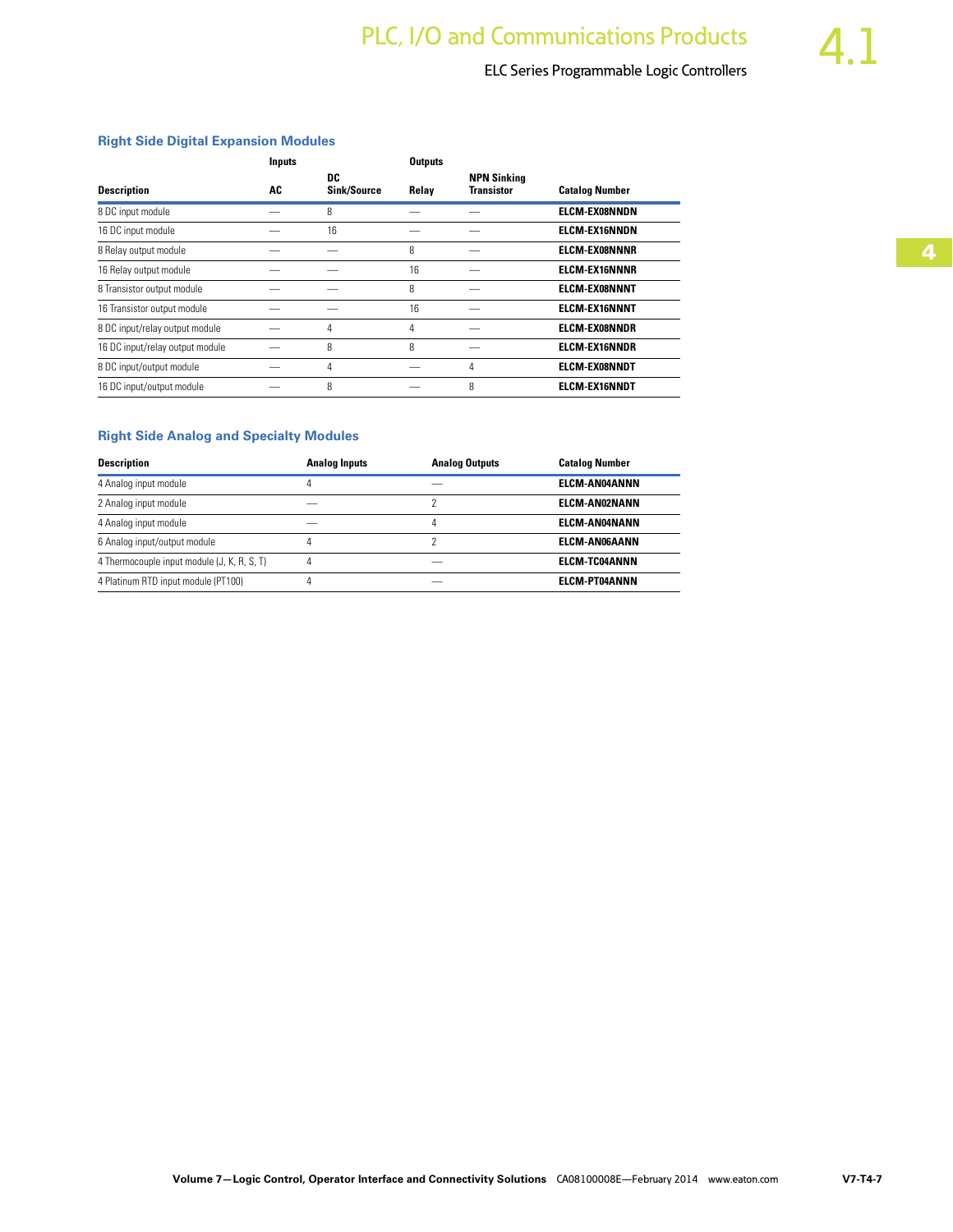## Right Side Digital Expansion Modules

| Description | Inputs | | Outputs | | Catalog Number |
|---|---|---|---|---|---|
| | AC | DC Sink/Source | Relay | NPN Sinking Transistor | |
| 8 DC input module | — | 8 | — | — | **ELCM-EX08NNDN** |
| 16 DC input module | — | 16 | — | — | **ELCM-EX16NNDN** |
| 8 Relay output module | — | — | 8 | — | **ELCM-EX08NNNR** |
| 16 Relay output module | — | — | 16 | — | **ELCM-EX16NNNR** |
| 8 Transistor output module | — | — | 8 | — | **ELCM-EX08NNNT** |
| 16 Transistor output module | — | — | 16 | — | **ELCM-EX16NNNT** |
| 8 DC input/relay output module | — | 4 | 4 | — | **ELCM-EX08NNDR** |
| 16 DC input/relay output module | — | 8 | 8 | — | **ELCM-EX16NNDR** |
| 8 DC input/output module | — | 4 | — | 4 | **ELCM-EX08NNDT** |
| 16 DC input/output module | — | 8 | — | 8 | **ELCM-EX16NNDT** |

## Right Side Analog and Specialty Modules

| Description | Analog Inputs | Analog Outputs | Catalog Number |
|---|---|---|---|
| 4 Analog input module | 4 | — | **ELCM-AN04ANNN** |
| 2 Analog input module | — | 2 | **ELCM-AN02NANN** |
| 4 Analog input module | — | 4 | **ELCM-AN04NANN** |
| 6 Analog input/output module | 4 | 2 | **ELCM-AN06AANN** |
| 4 Thermocouple input module (J, K, R, S, T) | 4 | — | **ELCM-TC04ANNN** |
| 4 Platinum RTD input module (PT100) | 4 | — | **ELCM-PT04ANNN** |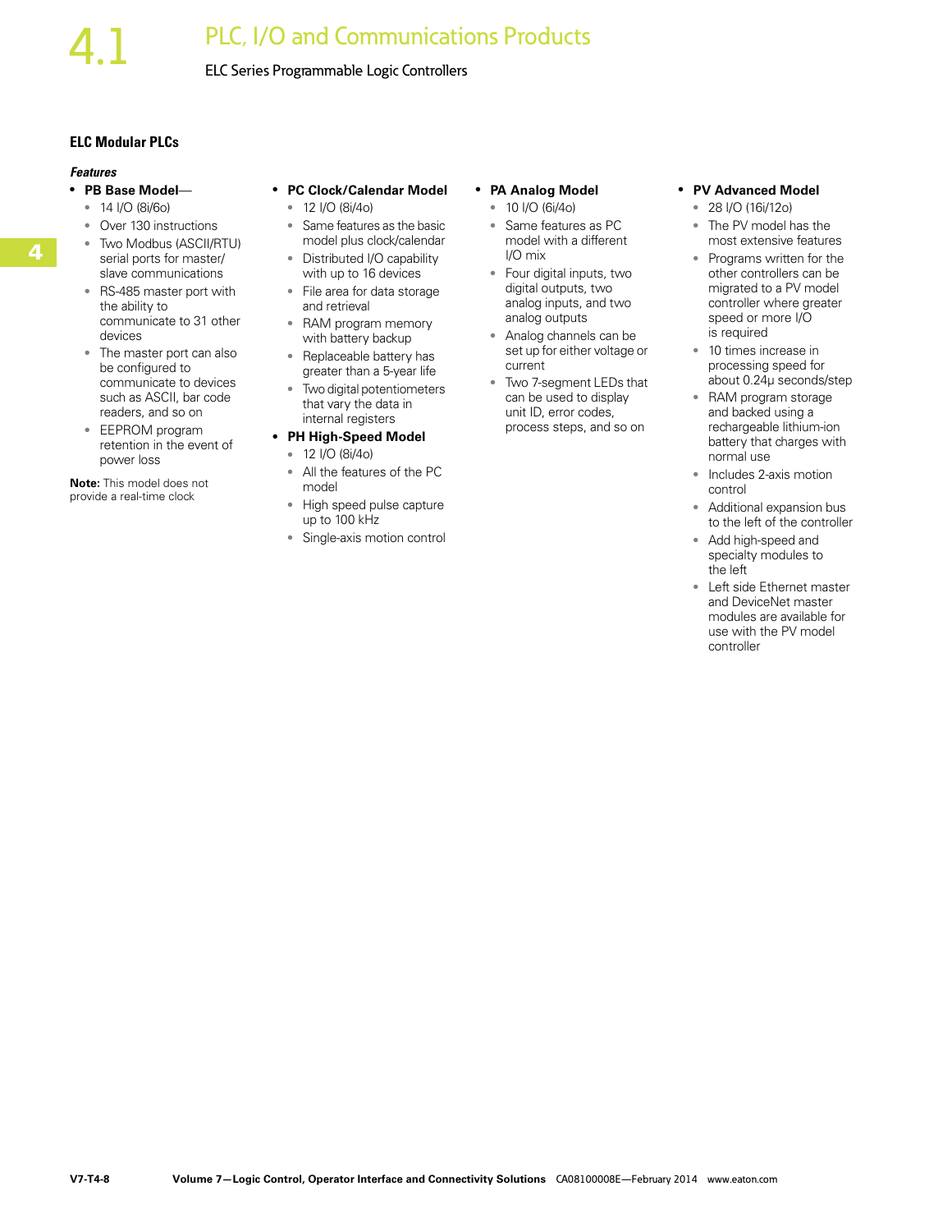## ELC Modular PLCs

### *Features*

- **PB Base Model—**
  - 14 I/O (8i/6o)
  - Over 130 instructions
  - Two Modbus (ASCII/RTU) serial ports for master/ slave communications
  - RS-485 master port with the ability to communicate to 31 other devices
  - The master port can also be configured to communicate to devices such as ASCII, bar code readers, and so on
  - EEPROM program retention in the event of power loss

**Note:** This model does not provide a real-time clock

- **PC Clock/Calendar Model**
  - 12 I/O (8i/4o)
  - Same features as the basic model plus clock/calendar
  - Distributed I/O capability with up to 16 devices
  - File area for data storage and retrieval
  - RAM program memory with battery backup
  - Replaceable battery has greater than a 5-year life
  - Two digital potentiometers that vary the data in internal registers
- **PH High-Speed Model**
  - 12 I/O (8i/4o)
  - All the features of the PC model
  - High speed pulse capture up to 100 kHz
  - Single-axis motion control
- **PA Analog Model**
  - 10 I/O (6i/4o)
  - Same features as PC model with a different I/O mix
  - Four digital inputs, two digital outputs, two analog inputs, and two analog outputs
  - Analog channels can be set up for either voltage or current
  - Two 7-segment LEDs that can be used to display unit ID, error codes, process steps, and so on
- **PV Advanced Model**
  - 28 I/O (16i/12o)
  - The PV model has the most extensive features
  - Programs written for the other controllers can be migrated to a PV model controller where greater speed or more I/O is required
  - 10 times increase in processing speed for about 0.24µ seconds/step
  - RAM program storage and backed using a rechargeable lithium-ion battery that charges with normal use
  - Includes 2-axis motion control
  - Additional expansion bus to the left of the controller
  - Add high-speed and specialty modules to the left
  - Left side Ethernet master and DeviceNet master modules are available for use with the PV model controller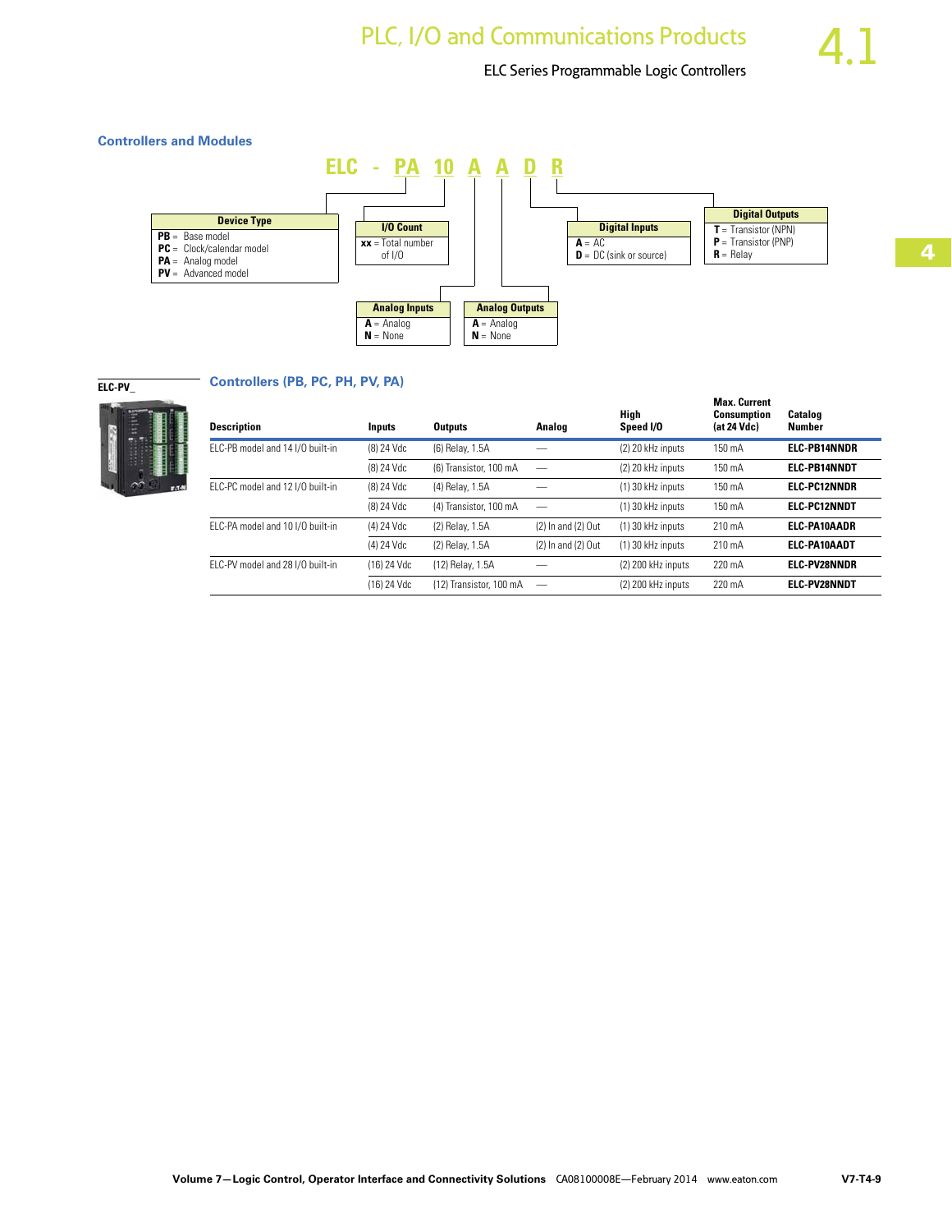## Controllers and Modules

ELC - PA 10 A A D R

**Device Type**
- **PB** = Base model
- **PC** = Clock/calendar model
- **PA** = Analog model
- **PV** = Advanced model

**I/O Count**
- **xx** = Total number of I/O

**Analog Inputs**
- **A** = Analog
- **N** = None

**Analog Outputs**
- **A** = Analog
- **N** = None

**Digital Inputs**
- **A** = AC
- **D** = DC (sink or source)

**Digital Outputs**
- **T** = Transistor (NPN)
- **P** = Transistor (PNP)
- **R** = Relay

ELC-PV_

### Controllers (PB, PC, PH, PV, PA)

| Description | Inputs | Outputs | Analog | High Speed I/O | Max. Current Consumption (at 24 Vdc) | Catalog Number |
|---|---|---|---|---|---|---|
| ELC-PB model and 14 I/O built-in | (8) 24 Vdc | (6) Relay, 1.5A | — | (2) 20 kHz inputs | 150 mA | **ELC-PB14NNDR** |
| | (8) 24 Vdc | (6) Transistor, 100 mA | — | (2) 20 kHz inputs | 150 mA | **ELC-PB14NNDT** |
| ELC-PC model and 12 I/O built-in | (8) 24 Vdc | (4) Relay, 1.5A | — | (1) 30 kHz inputs | 150 mA | **ELC-PC12NNDR** |
| | (8) 24 Vdc | (4) Transistor, 100 mA | — | (1) 30 kHz inputs | 150 mA | **ELC-PC12NNDT** |
| ELC-PA model and 10 I/O built-in | (4) 24 Vdc | (2) Relay, 1.5A | (2) In and (2) Out | (1) 30 kHz inputs | 210 mA | **ELC-PA10AADR** |
| | (4) 24 Vdc | (2) Relay, 1.5A | (2) In and (2) Out | (1) 30 kHz inputs | 210 mA | **ELC-PA10AADT** |
| ELC-PV model and 28 I/O built-in | (16) 24 Vdc | (12) Relay, 1.5A | — | (2) 200 kHz inputs | 220 mA | **ELC-PV28NNDR** |
| | (16) 24 Vdc | (12) Transistor, 100 mA | — | (2) 200 kHz inputs | 220 mA | **ELC-PV28NNDT** |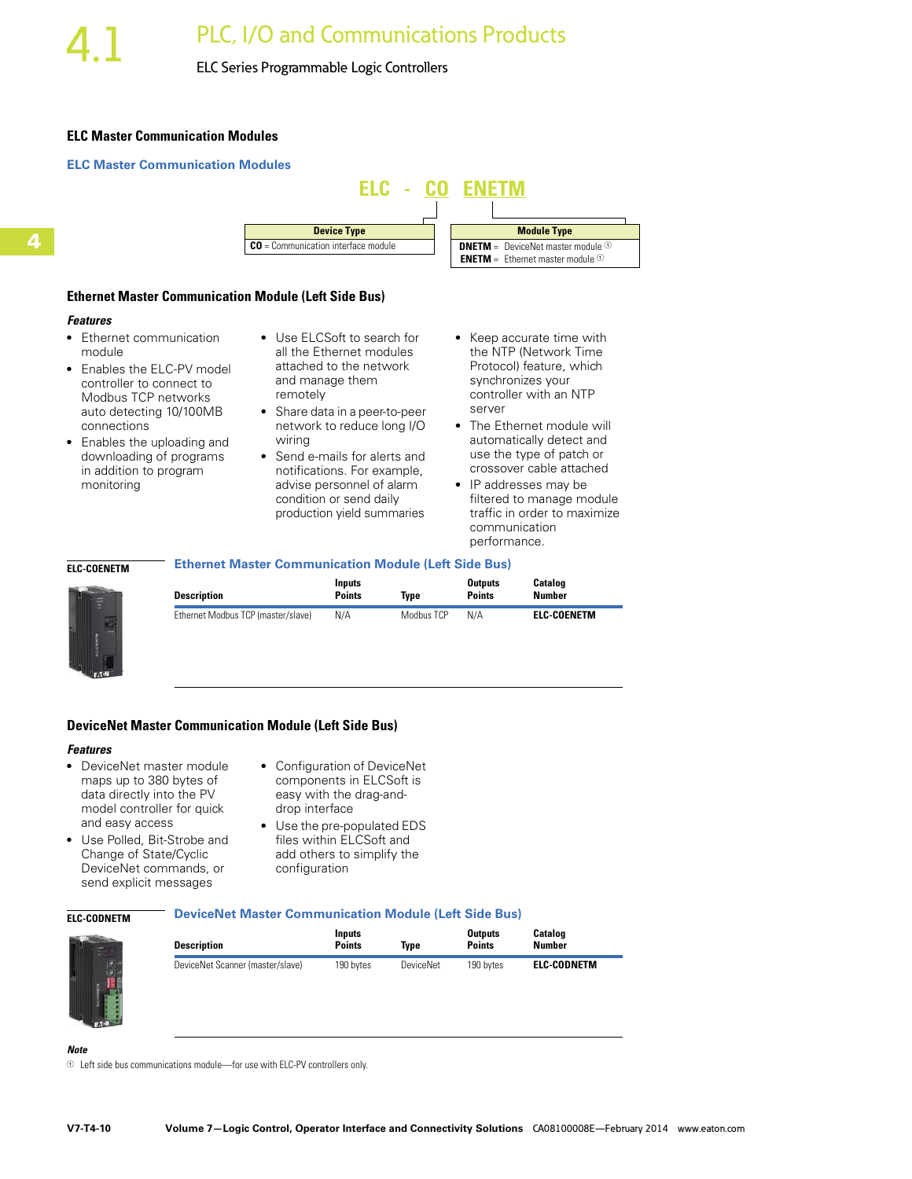## ELC Master Communication Modules

### ELC Master Communication Modules

ELC - CO ENETM

| Device Type |
|---|
| **CO** = Communication interface module |

| Module Type |
|---|
| **DNETM** = DeviceNet master module ① |
| **ENETM** = Ethernet master module ① |

## Ethernet Master Communication Module (Left Side Bus)

### *Features*

- Ethernet communication module
- Enables the ELC-PV model controller to connect to Modbus TCP networks auto detecting 10/100MB connections
- Enables the uploading and downloading of programs in addition to program monitoring
- Use ELCSoft to search for all the Ethernet modules attached to the network and manage them remotely
- Share data in a peer-to-peer network to reduce long I/O wiring
- Send e-mails for alerts and notifications. For example, advise personnel of alarm condition or send daily production yield summaries
- Keep accurate time with the NTP (Network Time Protocol) feature, which synchronizes your controller with an NTP server
- The Ethernet module will automatically detect and use the type of patch or crossover cable attached
- IP addresses may be filtered to manage module traffic in order to maximize communication performance.

**ELC-COENETM**

### Ethernet Master Communication Module (Left Side Bus)

| Description | Inputs Points | Type | Outputs Points | Catalog Number |
|---|---|---|---|---|
| Ethernet Modbus TCP (master/slave) | N/A | Modbus TCP | N/A | **ELC-COENETM** |

## DeviceNet Master Communication Module (Left Side Bus)

### *Features*

- DeviceNet master module maps up to 380 bytes of data directly into the PV model controller for quick and easy access
- Use Polled, Bit-Strobe and Change of State/Cyclic DeviceNet commands, or send explicit messages
- Configuration of DeviceNet components in ELCSoft is easy with the drag-and-drop interface
- Use the pre-populated EDS files within ELCSoft and add others to simplify the configuration

**ELC-CODNETM**

### DeviceNet Master Communication Module (Left Side Bus)

| Description | Inputs Points | Type | Outputs Points | Catalog Number |
|---|---|---|---|---|
| DeviceNet Scanner (master/slave) | 190 bytes | DeviceNet | 190 bytes | **ELC-CODNETM** |

***Note***

① Left side bus communications module—for use with ELC-PV controllers only.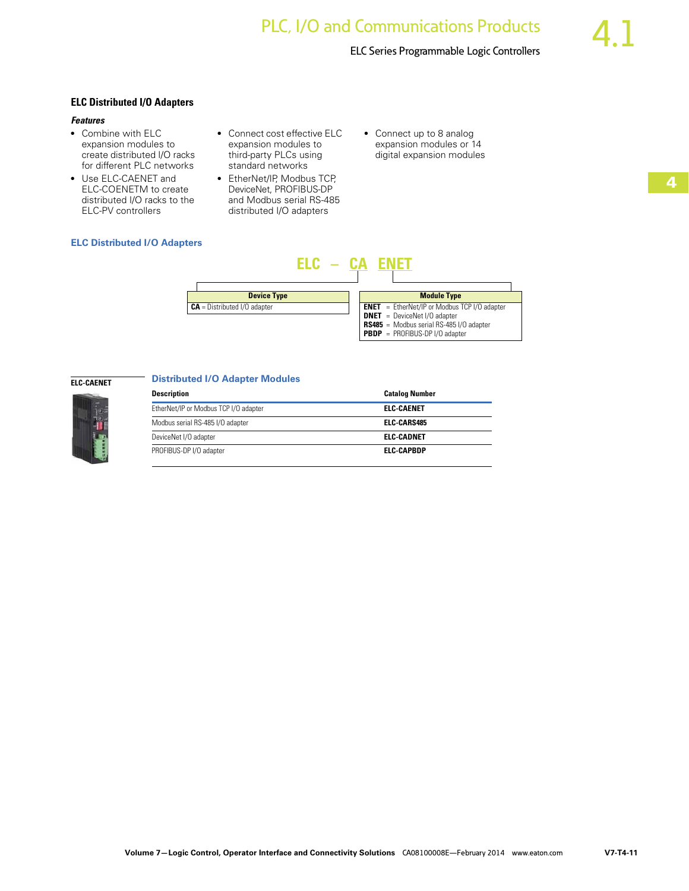## ELC Distributed I/O Adapters

### *Features*

- Combine with ELC expansion modules to create distributed I/O racks for different PLC networks
- Use ELC-CAENET and ELC-COENETM to create distributed I/O racks to the ELC-PV controllers
- Connect cost effective ELC expansion modules to third-party PLCs using standard networks
- EtherNet/IP, Modbus TCP, DeviceNet, PROFIBUS-DP and Modbus serial RS-485 distributed I/O adapters
- Connect up to 8 analog expansion modules or 14 digital expansion modules

### ELC Distributed I/O Adapters

**ELC – CA ENET**

| Device Type |
|---|
| **CA** = Distributed I/O adapter |

| Module Type |
|---|
| **ENET** = EtherNet/IP or Modbus TCP I/O adapter |
| **DNET** = DeviceNet I/O adapter |
| **RS485** = Modbus serial RS-485 I/O adapter |
| **PBDP** = PROFIBUS-DP I/O adapter |

ELC-CAENET

### Distributed I/O Adapter Modules

| Description | Catalog Number |
|---|---|
| EtherNet/IP or Modbus TCP I/O adapter | **ELC-CAENET** |
| Modbus serial RS-485 I/O adapter | **ELC-CARS485** |
| DeviceNet I/O adapter | **ELC-CADNET** |
| PROFIBUS-DP I/O adapter | **ELC-CAPBDP** |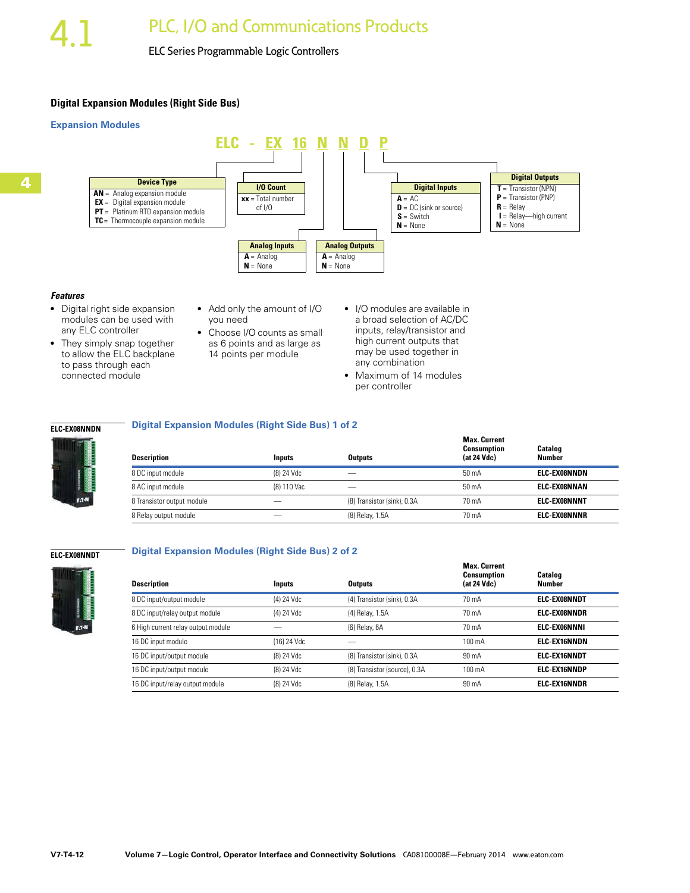# 4.1 PLC, I/O and Communications Products

ELC Series Programmable Logic Controllers

## Digital Expansion Modules (Right Side Bus)

### Expansion Modules

**ELC - EX 16 N N D P**

| Device Type | |
|---|---|
| **AN** = | Analog expansion module |
| **EX** = | Digital expansion module |
| **PT** = | Platinum RTD expansion module |
| **TC** = | Thermocouple expansion module |

| I/O Count |
|---|
| **xx** = Total number of I/O |

| Analog Inputs |
|---|
| **A** = Analog |
| **N** = None |

| Analog Outputs |
|---|
| **A** = Analog |
| **N** = None |

| Digital Inputs |
|---|
| **A** = AC |
| **D** = DC (sink or source) |
| **S** = Switch |
| **N** = None |

| Digital Outputs |
|---|
| **T** = Transistor (NPN) |
| **P** = Transistor (PNP) |
| **R** = Relay |
| **I** = Relay—high current |
| **N** = None |

#### Features

- Digital right side expansion modules can be used with any ELC controller
- They simply snap together to allow the ELC backplane to pass through each connected module
- Add only the amount of I/O you need
- Choose I/O counts as small as 6 points and as large as 14 points per module
- I/O modules are available in a broad selection of AC/DC inputs, relay/transistor and high current outputs that may be used together in any combination
- Maximum of 14 modules per controller

ELC-EX08NNDN

### Digital Expansion Modules (Right Side Bus) 1 of 2

| Description | Inputs | Outputs | Max. Current Consumption (at 24 Vdc) | Catalog Number |
|---|---|---|---|---|
| 8 DC input module | (8) 24 Vdc | — | 50 mA | **ELC-EX08NNDN** |
| 8 AC input module | (8) 110 Vac | — | 50 mA | **ELC-EX08NNAN** |
| 8 Transistor output module | — | (8) Transistor (sink), 0.3A | 70 mA | **ELC-EX08NNNT** |
| 8 Relay output module | — | (8) Relay, 1.5A | 70 mA | **ELC-EX08NNNR** |

ELC-EX08NNDT

### Digital Expansion Modules (Right Side Bus) 2 of 2

| Description | Inputs | Outputs | Max. Current Consumption (at 24 Vdc) | Catalog Number |
|---|---|---|---|---|
| 8 DC input/output module | (4) 24 Vdc | (4) Transistor (sink), 0.3A | 70 mA | **ELC-EX08NNDT** |
| 8 DC input/relay output module | (4) 24 Vdc | (4) Relay, 1.5A | 70 mA | **ELC-EX08NNDR** |
| 6 High current relay output module | — | (6) Relay, 6A | 70 mA | **ELC-EX06NNNI** |
| 16 DC input module | (16) 24 Vdc | — | 100 mA | **ELC-EX16NNDN** |
| 16 DC input/output module | (8) 24 Vdc | (8) Transistor (sink), 0.3A | 90 mA | **ELC-EX16NNDT** |
| 16 DC input/output module | (8) 24 Vdc | (8) Transistor (source), 0.3A | 100 mA | **ELC-EX16NNDP** |
| 16 DC input/relay output module | (8) 24 Vdc | (8) Relay, 1.5A | 90 mA | **ELC-EX16NNDR** |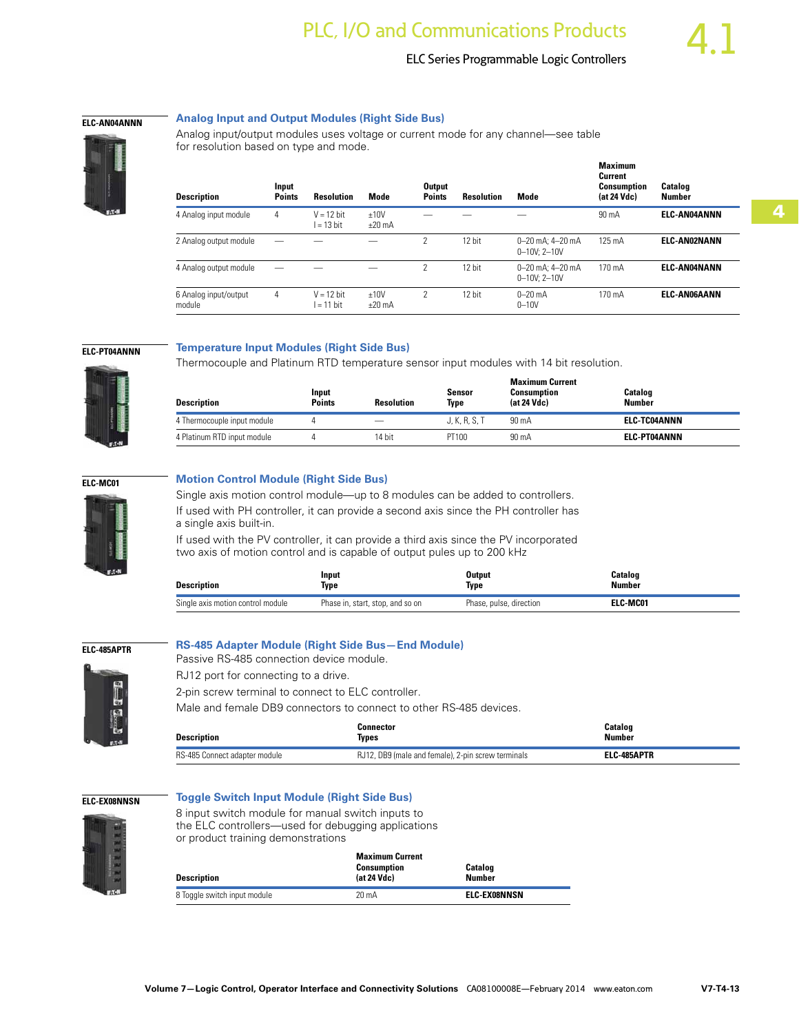ELC-AN04ANNN

## Analog Input and Output Modules (Right Side Bus)

Analog input/output modules uses voltage or current mode for any channel—see table for resolution based on type and mode.

| Description | Input Points | Resolution | Mode | Output Points | Resolution | Mode | Maximum Current Consumption (at 24 Vdc) | Catalog Number |
|---|---|---|---|---|---|---|---|---|
| 4 Analog input module | 4 | V = 12 bit<br>I = 13 bit | ±10V<br>±20 mA | — | — | — | 90 mA | **ELC-AN04ANNN** |
| 2 Analog output module | — | — | — | 2 | 12 bit | 0–20 mA; 4–20 mA<br>0–10V; 2–10V | 125 mA | **ELC-AN02NANN** |
| 4 Analog output module | — | — | — | 2 | 12 bit | 0–20 mA; 4–20 mA<br>0–10V; 2–10V | 170 mA | **ELC-AN04NANN** |
| 6 Analog input/output module | 4 | V = 12 bit<br>I = 11 bit | ±10V<br>±20 mA | 2 | 12 bit | 0–20 mA<br>0–10V | 170 mA | **ELC-AN06AANN** |

ELC-PT04ANNN

## Temperature Input Modules (Right Side Bus)

Thermocouple and Platinum RTD temperature sensor input modules with 14 bit resolution.

| Description | Input Points | Resolution | Sensor Type | Maximum Current Consumption (at 24 Vdc) | Catalog Number |
|---|---|---|---|---|---|
| 4 Thermocouple input module | 4 | — | J, K, R, S, T | 90 mA | **ELC-TC04ANNN** |
| 4 Platinum RTD input module | 4 | 14 bit | PT100 | 90 mA | **ELC-PT04ANNN** |

ELC-MC01

## Motion Control Module (Right Side Bus)

Single axis motion control module—up to 8 modules can be added to controllers.

If used with PH controller, it can provide a second axis since the PH controller has a single axis built-in.

If used with the PV controller, it can provide a third axis since the PV incorporated two axis of motion control and is capable of output pules up to 200 kHz

| Description | Input Type | Output Type | Catalog Number |
|---|---|---|---|
| Single axis motion control module | Phase in, start, stop, and so on | Phase, pulse, direction | **ELC-MC01** |

ELC-485APTR

## RS-485 Adapter Module (Right Side Bus—End Module)

Passive RS-485 connection device module.

RJ12 port for connecting to a drive.

2-pin screw terminal to connect to ELC controller.

Male and female DB9 connectors to connect to other RS-485 devices.

| Description | Connector Types | Catalog Number |
|---|---|---|
| RS-485 Connect adapter module | RJ12, DB9 (male and female), 2-pin screw terminals | **ELC-485APTR** |

ELC-EX08NNSN

## Toggle Switch Input Module (Right Side Bus)

8 input switch module for manual switch inputs to the ELC controllers—used for debugging applications or product training demonstrations

| Description | Maximum Current Consumption (at 24 Vdc) | Catalog Number |
|---|---|---|
| 8 Toggle switch input module | 20 mA | **ELC-EX08NNSN** |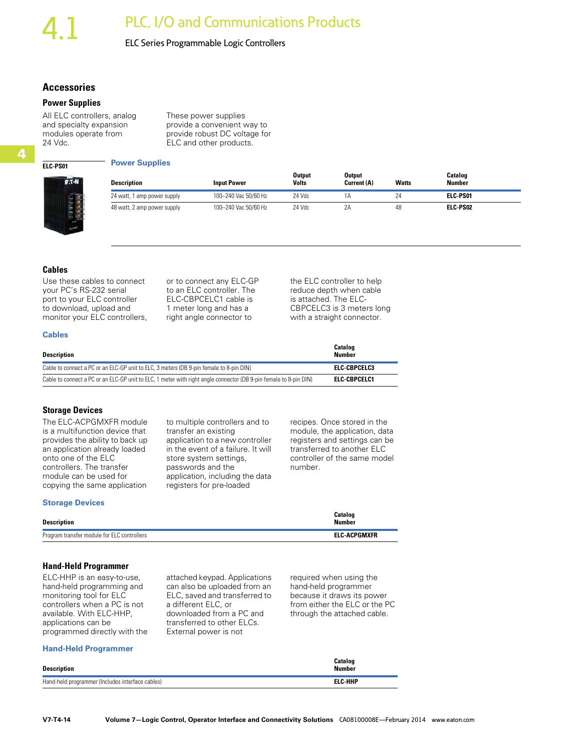## Accessories

### Power Supplies

All ELC controllers, analog and specialty expansion modules operate from 24 Vdc.

These power supplies provide a convenient way to provide robust DC voltage for ELC and other products.

ELC-PS01

**Power Supplies**

| Description | Input Power | Output Volts | Output Current (A) | Watts | Catalog Number |
|---|---|---|---|---|---|
| 24 watt, 1 amp power supply | 100–240 Vac 50/60 Hz | 24 Vdc | 1A | 24 | **ELC-PS01** |
| 48 watt, 2 amp power supply | 100–240 Vac 50/60 Hz | 24 Vdc | 2A | 48 | **ELC-PS02** |

### Cables

Use these cables to connect your PC's RS-232 serial port to your ELC controller to download, upload and monitor your ELC controllers, or to connect any ELC-GP to an ELC controller. The ELC-CBPCELC1 cable is 1 meter long and has a right angle connector to the ELC controller to help reduce depth when cable is attached. The ELC-CBPCELC3 is 3 meters long with a straight connector.

**Cables**

| Description | Catalog Number |
|---|---|
| Cable to connect a PC or an ELC-GP unit to ELC, 3 meters (DB 9-pin female to 8-pin DIN) | **ELC-CBPCELC3** |
| Cable to connect a PC or an ELC-GP unit to ELC, 1 meter with right angle connector (DB 9-pin female to 8-pin DIN) | **ELC-CBPCELC1** |

### Storage Devices

The ELC-ACPGMXFR module is a multifunction device that provides the ability to back up an application already loaded onto one of the ELC controllers. The transfer module can be used for copying the same application to multiple controllers and to transfer an existing application to a new controller in the event of a failure. It will store system settings, passwords and the application, including the data registers for pre-loaded recipes. Once stored in the module, the application, data registers and settings can be transferred to another ELC controller of the same model number.

**Storage Devices**

| Description | Catalog Number |
|---|---|
| Program transfer module for ELC controllers | **ELC-ACPGMXFR** |

### Hand-Held Programmer

ELC-HHP is an easy-to-use, hand-held programming and monitoring tool for ELC controllers when a PC is not available. With ELC-HHP, applications can be programmed directly with the attached keypad. Applications can also be uploaded from an ELC, saved and transferred to a different ELC, or downloaded from a PC and transferred to other ELCs. External power is not required when using the hand-held programmer because it draws its power from either the ELC or the PC through the attached cable.

**Hand-Held Programmer**

| Description | Catalog Number |
|---|---|
| Hand-held programmer (Includes interface cables) | **ELC-HHP** |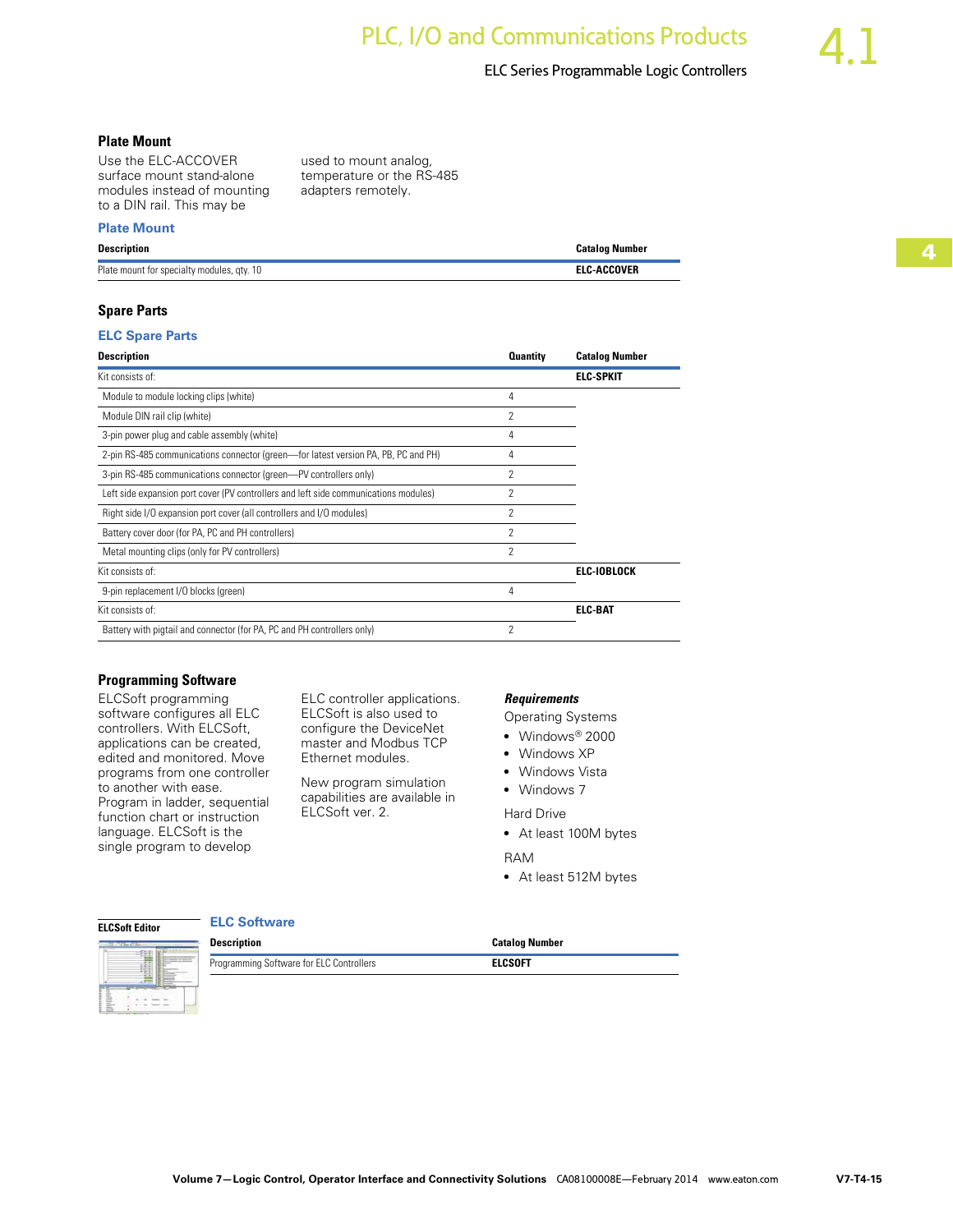## Plate Mount

Use the ELC-ACCOVER surface mount stand-alone modules instead of mounting to a DIN rail. This may be used to mount analog, temperature or the RS-485 adapters remotely.

### Plate Mount

| Description | Catalog Number |
| --- | --- |
| Plate mount for specialty modules, qty. 10 | **ELC-ACCOVER** |

## Spare Parts

### ELC Spare Parts

| Description | Quantity | Catalog Number |
| --- | --- | --- |
| Kit consists of: | | **ELC-SPKIT** |
| Module to module locking clips (white) | 4 | |
| Module DIN rail clip (white) | 2 | |
| 3-pin power plug and cable assembly (white) | 4 | |
| 2-pin RS-485 communications connector (green—for latest version PA, PB, PC and PH) | 4 | |
| 3-pin RS-485 communications connector (green—PV controllers only) | 2 | |
| Left side expansion port cover (PV controllers and left side communications modules) | 2 | |
| Right side I/O expansion port cover (all controllers and I/O modules) | 2 | |
| Battery cover door (for PA, PC and PH controllers) | 2 | |
| Metal mounting clips (only for PV controllers) | 2 | |
| Kit consists of: | | **ELC-IOBLOCK** |
| 9-pin replacement I/O blocks (green) | 4 | |
| Kit consists of: | | **ELC-BAT** |
| Battery with pigtail and connector (for PA, PC and PH controllers only) | 2 | |

## Programming Software

ELCSoft programming software configures all ELC controllers. With ELCSoft, applications can be created, edited and monitored. Move programs from one controller to another with ease. Program in ladder, sequential function chart or instruction language. ELCSoft is the single program to develop ELC controller applications. ELCSoft is also used to configure the DeviceNet master and Modbus TCP Ethernet modules.

New program simulation capabilities are available in ELCSoft ver. 2.

***Requirements***

Operating Systems

- Windows® 2000
- Windows XP
- Windows Vista
- Windows 7

Hard Drive

- At least 100M bytes

RAM

- At least 512M bytes

**ELCSoft Editor**

### ELC Software

| Description | Catalog Number |
| --- | --- |
| Programming Software for ELC Controllers | **ELCSOFT** |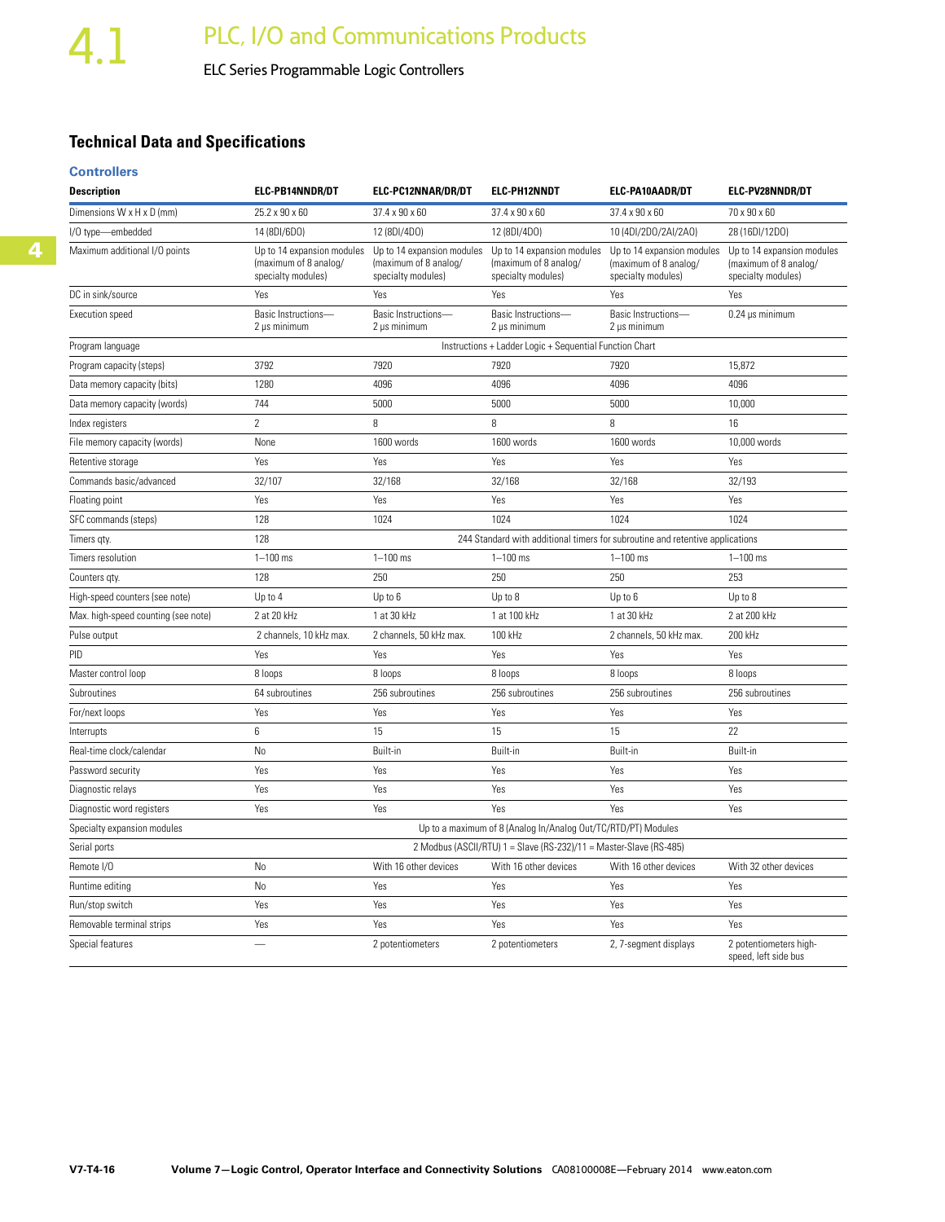# 4.1 PLC, I/O and Communications Products

ELC Series Programmable Logic Controllers

## Technical Data and Specifications

### Controllers

| Description | ELC-PB14NNDR/DT | ELC-PC12NNAR/DR/DT | ELC-PH12NNDT | ELC-PA10AADR/DT | ELC-PV28NNDR/DT |
|---|---|---|---|---|---|
| Dimensions W x H x D (mm) | 25.2 x 90 x 60 | 37.4 x 90 x 60 | 37.4 x 90 x 60 | 37.4 x 90 x 60 | 70 x 90 x 60 |
| I/O type—embedded | 14 (8DI/6DO) | 12 (8DI/4DO) | 12 (8DI/4DO) | 10 (4DI/2DO/2AI/2AO) | 28 (16DI/12DO) |
| Maximum additional I/O points | Up to 14 expansion modules (maximum of 8 analog/ specialty modules) | Up to 14 expansion modules (maximum of 8 analog/ specialty modules) | Up to 14 expansion modules (maximum of 8 analog/ specialty modules) | Up to 14 expansion modules (maximum of 8 analog/ specialty modules) | Up to 14 expansion modules (maximum of 8 analog/ specialty modules) |
| DC in sink/source | Yes | Yes | Yes | Yes | Yes |
| Execution speed | Basic Instructions— 2 µs minimum | Basic Instructions— 2 µs minimum | Basic Instructions— 2 µs minimum | Basic Instructions— 2 µs minimum | 0.24 µs minimum |
| Program language | Instructions + Ladder Logic + Sequential Function Chart | | | | |
| Program capacity (steps) | 3792 | 7920 | 7920 | 7920 | 15,872 |
| Data memory capacity (bits) | 1280 | 4096 | 4096 | 4096 | 4096 |
| Data memory capacity (words) | 744 | 5000 | 5000 | 5000 | 10,000 |
| Index registers | 2 | 8 | 8 | 8 | 16 |
| File memory capacity (words) | None | 1600 words | 1600 words | 1600 words | 10,000 words |
| Retentive storage | Yes | Yes | Yes | Yes | Yes |
| Commands basic/advanced | 32/107 | 32/168 | 32/168 | 32/168 | 32/193 |
| Floating point | Yes | Yes | Yes | Yes | Yes |
| SFC commands (steps) | 128 | 1024 | 1024 | 1024 | 1024 |
| Timers qty. | 128 | 244 Standard with additional timers for subroutine and retentive applications | | | |
| Timers resolution | 1–100 ms | 1–100 ms | 1–100 ms | 1–100 ms | 1–100 ms |
| Counters qty. | 128 | 250 | 250 | 250 | 253 |
| High-speed counters (see note) | Up to 4 | Up to 6 | Up to 8 | Up to 6 | Up to 8 |
| Max. high-speed counting (see note) | 2 at 20 kHz | 1 at 30 kHz | 1 at 100 kHz | 1 at 30 kHz | 2 at 200 kHz |
| Pulse output | 2 channels, 10 kHz max. | 2 channels, 50 kHz max. | 100 kHz | 2 channels, 50 kHz max. | 200 kHz |
| PID | Yes | Yes | Yes | Yes | Yes |
| Master control loop | 8 loops | 8 loops | 8 loops | 8 loops | 8 loops |
| Subroutines | 64 subroutines | 256 subroutines | 256 subroutines | 256 subroutines | 256 subroutines |
| For/next loops | Yes | Yes | Yes | Yes | Yes |
| Interrupts | 6 | 15 | 15 | 15 | 22 |
| Real-time clock/calendar | No | Built-in | Built-in | Built-in | Built-in |
| Password security | Yes | Yes | Yes | Yes | Yes |
| Diagnostic relays | Yes | Yes | Yes | Yes | Yes |
| Diagnostic word registers | Yes | Yes | Yes | Yes | Yes |
| Specialty expansion modules | Up to a maximum of 8 (Analog In/Analog Out/TC/RTD/PT) Modules | | | | |
| Serial ports | 2 Modbus (ASCII/RTU) 1 = Slave (RS-232)/11 = Master-Slave (RS-485) | | | | |
| Remote I/O | No | With 16 other devices | With 16 other devices | With 16 other devices | With 32 other devices |
| Runtime editing | No | Yes | Yes | Yes | Yes |
| Run/stop switch | Yes | Yes | Yes | Yes | Yes |
| Removable terminal strips | Yes | Yes | Yes | Yes | Yes |
| Special features | — | 2 potentiometers | 2 potentiometers | 2, 7-segment displays | 2 potentiometers high-speed, left side bus |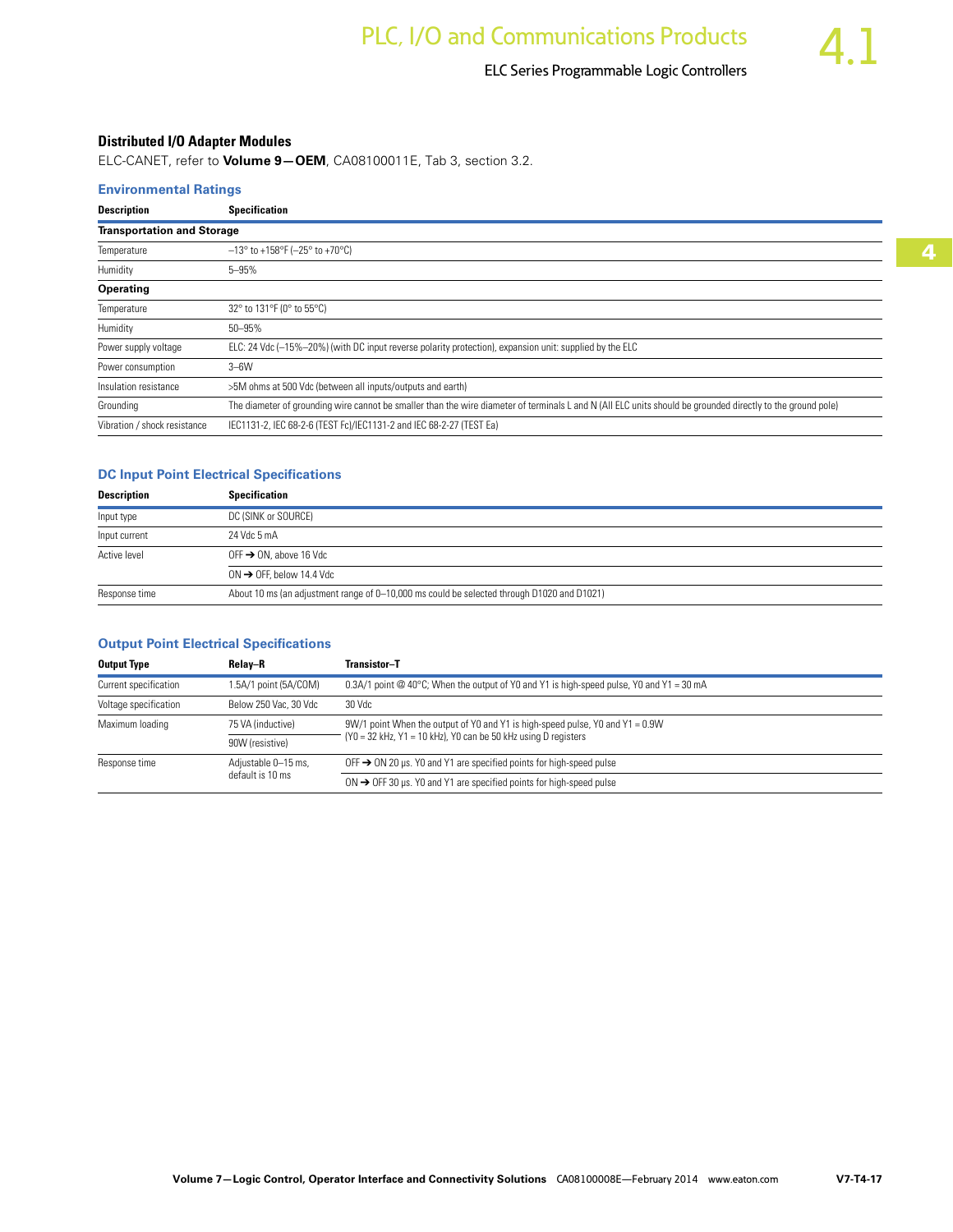### Distributed I/O Adapter Modules

ELC-CANET, refer to **Volume 9—OEM**, CA08100011E, Tab 3, section 3.2.

#### Environmental Ratings

| Description | Specification |
| --- | --- |
| **Transportation and Storage** | |
| Temperature | –13° to +158°F (–25° to +70°C) |
| Humidity | 5–95% |
| **Operating** | |
| Temperature | 32° to 131°F (0° to 55°C) |
| Humidity | 50–95% |
| Power supply voltage | ELC: 24 Vdc (–15%–20%) (with DC input reverse polarity protection), expansion unit: supplied by the ELC |
| Power consumption | 3–6W |
| Insulation resistance | >5M ohms at 500 Vdc (between all inputs/outputs and earth) |
| Grounding | The diameter of grounding wire cannot be smaller than the wire diameter of terminals L and N (All ELC units should be grounded directly to the ground pole) |
| Vibration / shock resistance | IEC1131-2, IEC 68-2-6 (TEST Fc)/IEC1131-2 and IEC 68-2-27 (TEST Ea) |

#### DC Input Point Electrical Specifications

| Description | Specification |
| --- | --- |
| Input type | DC (SINK or SOURCE) |
| Input current | 24 Vdc 5 mA |
| Active level | OFF ➔ ON, above 16 Vdc |
| | ON ➔ OFF, below 14.4 Vdc |
| Response time | About 10 ms (an adjustment range of 0–10,000 ms could be selected through D1020 and D1021) |

#### Output Point Electrical Specifications

| Output Type | Relay–R | Transistor–T |
| --- | --- | --- |
| Current specification | 1.5A/1 point (5A/COM) | 0.3A/1 point @ 40°C; When the output of Y0 and Y1 is high-speed pulse, Y0 and Y1 = 30 mA |
| Voltage specification | Below 250 Vac, 30 Vdc | 30 Vdc |
| Maximum loading | 75 VA (inductive) | 9W/1 point When the output of Y0 and Y1 is high-speed pulse, Y0 and Y1 = 0.9W (Y0 = 32 kHz, Y1 = 10 kHz), Y0 can be 50 kHz using D registers |
| | 90W (resistive) | |
| Response time | Adjustable 0–15 ms, default is 10 ms | OFF ➔ ON 20 µs. Y0 and Y1 are specified points for high-speed pulse |
| | | ON ➔ OFF 30 µs. Y0 and Y1 are specified points for high-speed pulse |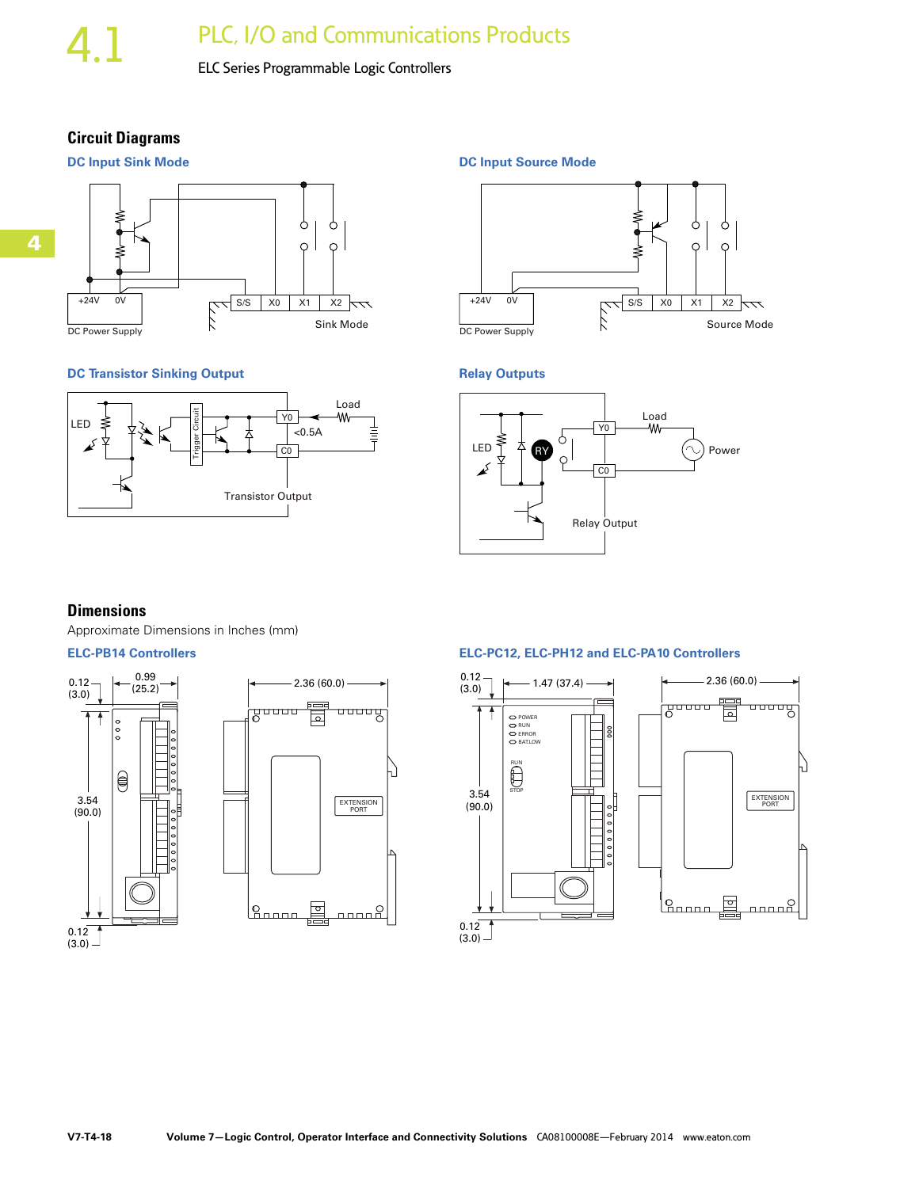## Circuit Diagrams

### DC Input Sink Mode

+24V 0V

DC Power Supply

S/S X0 X1 X2

Sink Mode

### DC Input Source Mode

+24V 0V

DC Power Supply

S/S X0 X1 X2

Source Mode

### DC Transistor Sinking Output

LED

Trigger Circuit

Y0

Load

<0.5A

C0

Transistor Output

### Relay Outputs

LED

RY

Y0

Load

Power

C0

Relay Output

## Dimensions

Approximate Dimensions in Inches (mm)

### ELC-PB14 Controllers

0.12 (3.0)

0.99 (25.2)

2.36 (60.0)

3.54 (90.0)

EXTENSION PORT

0.12 (3.0)

### ELC-PC12, ELC-PH12 and ELC-PA10 Controllers

0.12 (3.0)

1.47 (37.4)

2.36 (60.0)

POWER
RUN
ERROR
BAT.LOW

RUN
STOP

3.54 (90.0)

EXTENSION PORT

0.12 (3.0)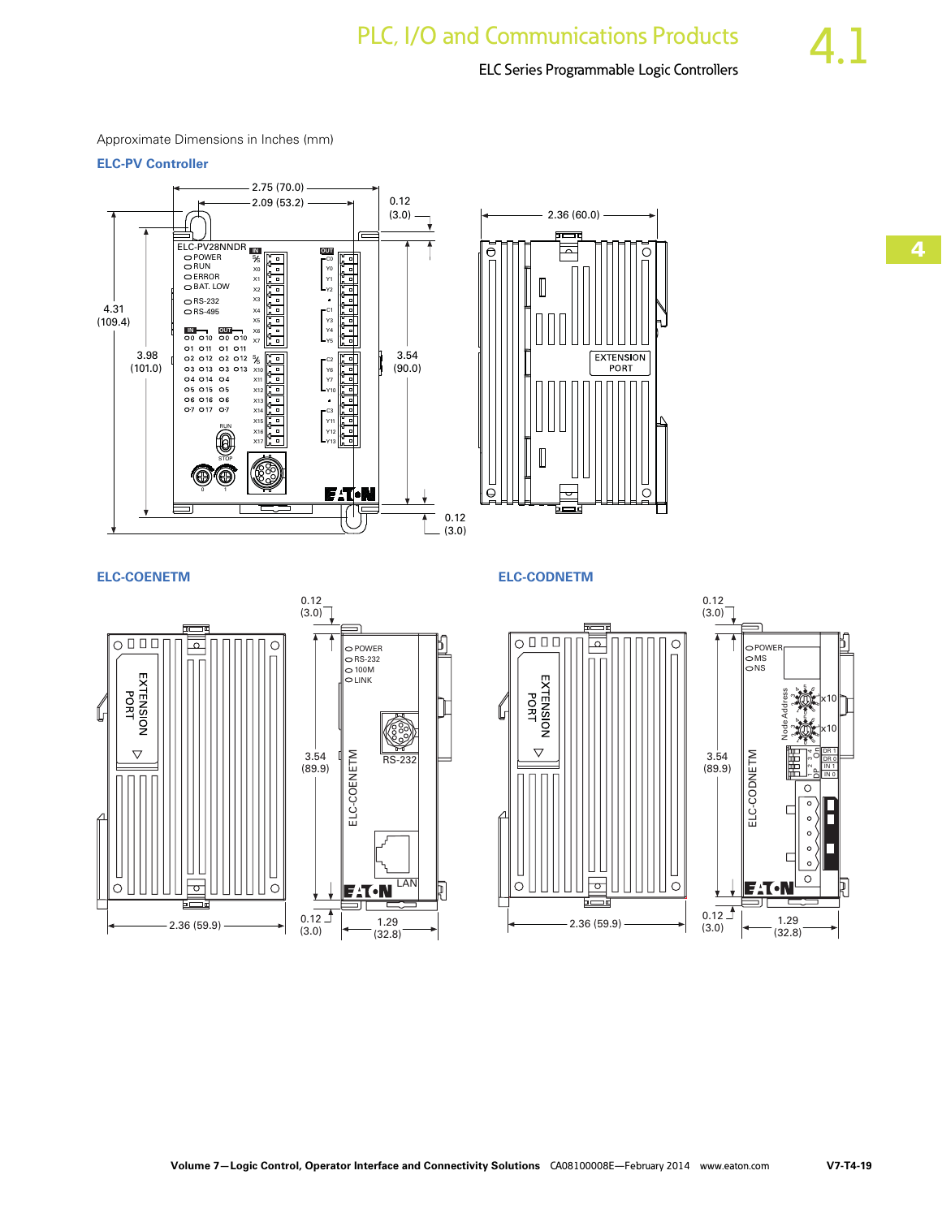Approximate Dimensions in Inches (mm)

**ELC-PV Controller**

2.75 (70.0)
2.09 (53.2)
0.12
(3.0)
4.31
(109.4)
3.98
(101.0)
3.54
(90.0)
0.12
(3.0)
2.36 (60.0)

**ELC-COENETM**

0.12
(3.0)
3.54
(89.9)
0.12
(3.0)
2.36 (59.9)
1.29
(32.8)

**ELC-CODNETM**

0.12
(3.0)
3.54
(89.9)
0.12
(3.0)
2.36 (59.9)
1.29
(32.8)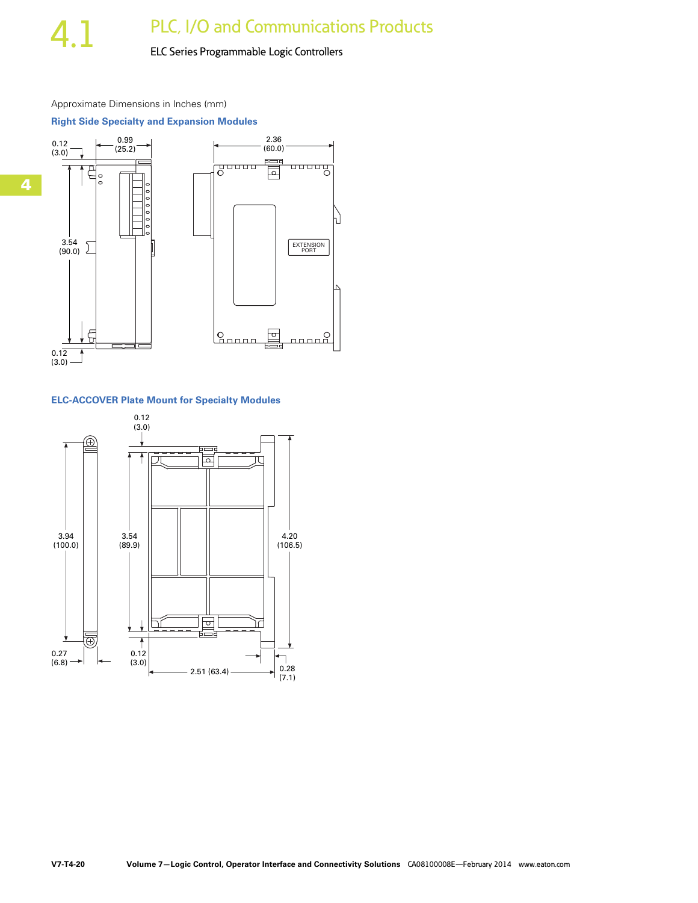Approximate Dimensions in Inches (mm)

### Right Side Specialty and Expansion Modules

0.12
(3.0)

0.99
(25.2)

2.36
(60.0)

3.54
(90.0)

EXTENSION
PORT

0.12
(3.0)

### ELC-ACCOVER Plate Mount for Specialty Modules

0.12
(3.0)

3.94
(100.0)

3.54
(89.9)

4.20
(106.5)

0.27
(6.8)

0.12
(3.0)

2.51 (63.4)

0.28
(7.1)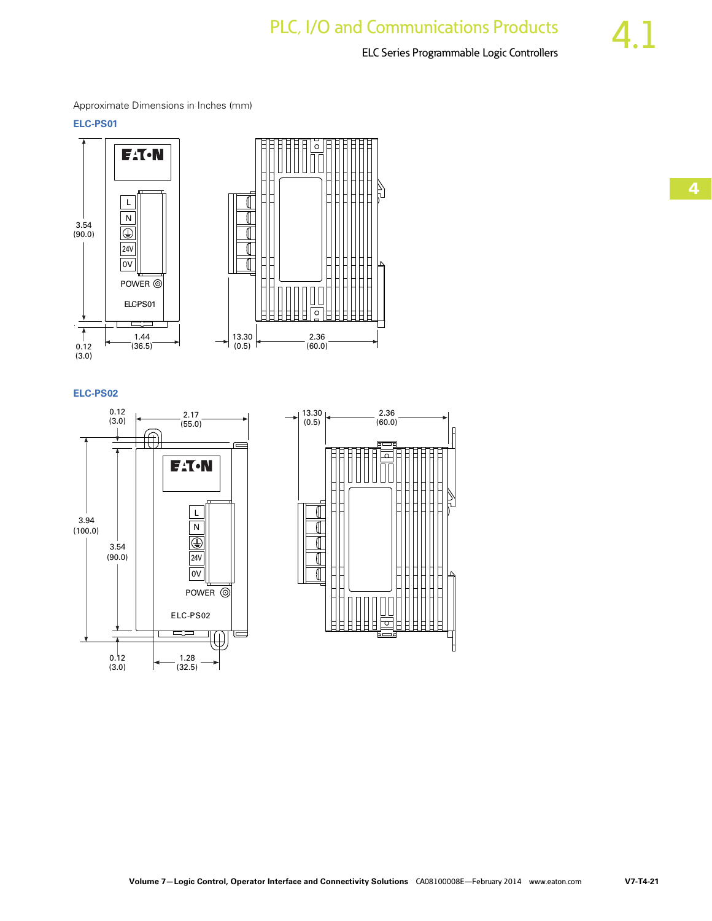Approximate Dimensions in Inches (mm)

**ELC-PS01**

L
N
24V
0V
POWER
ELCPS01

3.54
(90.0)

0.12
(3.0)

1.44
(36.5)

13.30
(0.5)

2.36
(60.0)

**ELC-PS02**

0.12
(3.0)

2.17
(55.0)

3.94
(100.0)

3.54
(90.0)

L
N
24V
0V
POWER
ELC-PS02

0.12
(3.0)

1.28
(32.5)

13.30
(0.5)

2.36
(60.0)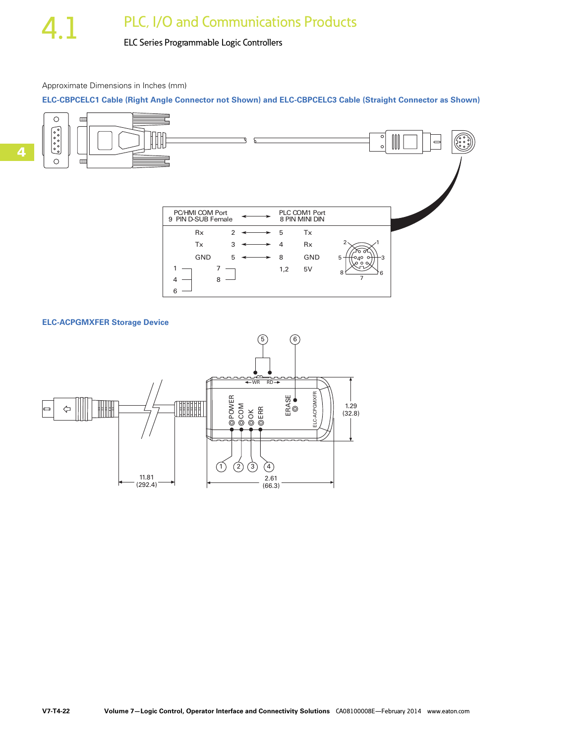# 4.1 PLC, I/O and Communications Products

## ELC Series Programmable Logic Controllers

Approximate Dimensions in Inches (mm)

**ELC-CBPCELC1 Cable (Right Angle Connector not Shown) and ELC-CBPCELC3 Cable (Straight Connector as Shown)**

| PC/HMI COM Port 9 PIN D-SUB Female | | ↔ | PLC COM1 Port 8 PIN MINI DIN | |
|---|---|---|---|---|
| Rx | 2 | ↔ | 5 | Tx |
| Tx | 3 | ↔ | 4 | Rx |
| GND | 5 | ↔ | 8 | GND |
| 1, 4, 6 (jumpered) | 7, 8 (jumpered) | | 1,2 | 5V |

**ELC-ACPGMXFER Storage Device**

Labels: POWER, COM, OK, ERR, ERASE, WR, RD, ELC-ACPGMXFR

Dimensions: 11.81 (292.4); 2.61 (66.3); 1.29 (32.8)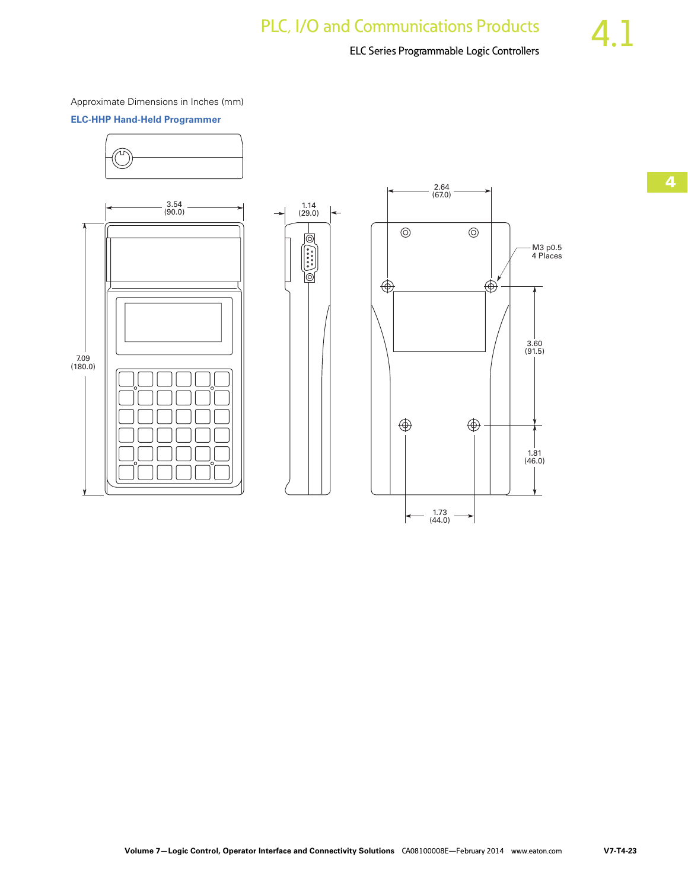Approximate Dimensions in Inches (mm)

**ELC-HHP Hand-Held Programmer**

3.54
(90.0)

7.09
(180.0)

1.14
(29.0)

2.64
(67.0)

M3 p0.5
4 Places

3.60
(91.5)

1.81
(46.0)

1.73
(44.0)